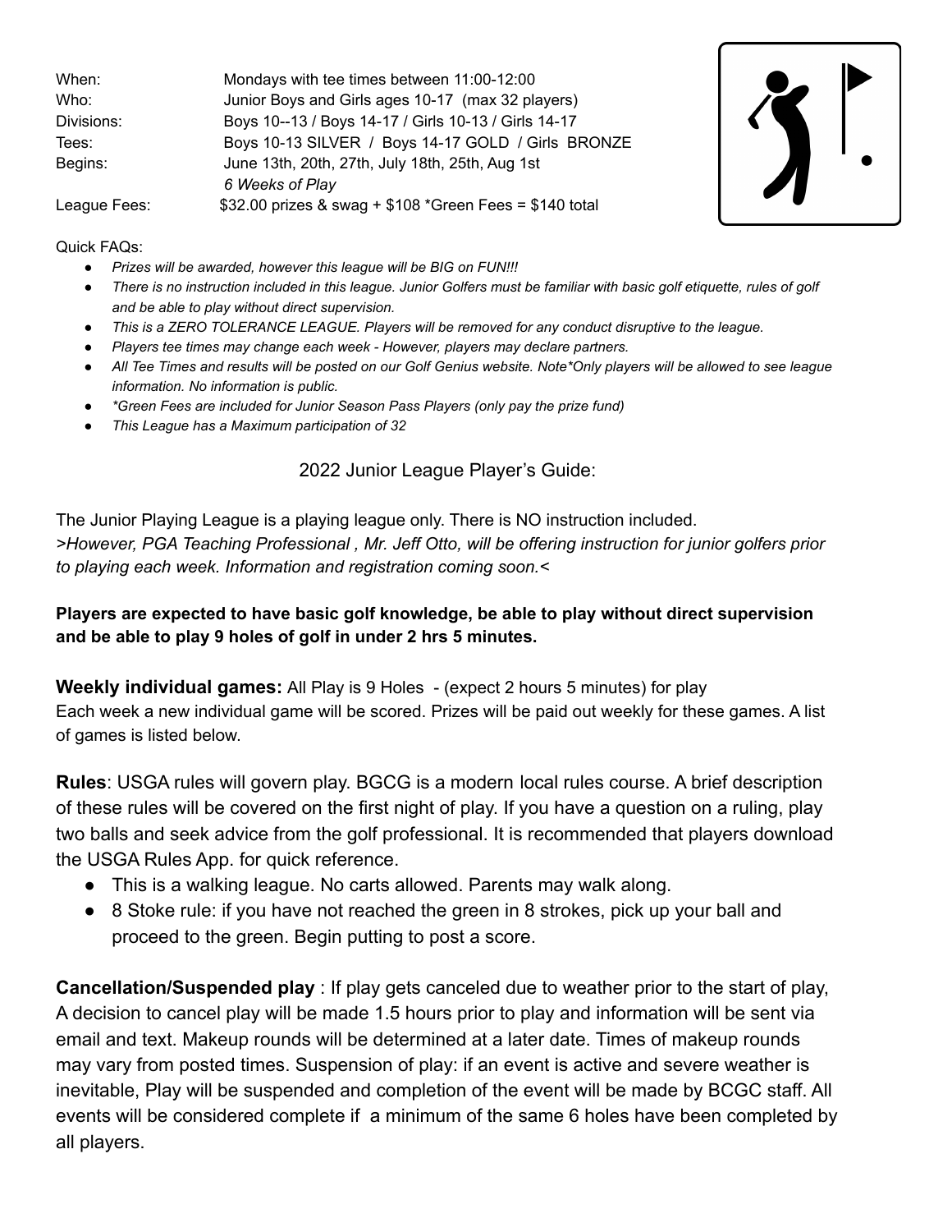| | |
|---|---|
| When: | Mondays with tee times between 11:00-12:00 |
| Who: | Junior Boys and Girls ages 10-17 (max 32 players) |
| Divisions: | Boys 10--13 / Boys 14-17 / Girls 10-13 / Girls 14-17 |
| Tees: | Boys 10-13 SILVER / Boys 14-17 GOLD / Girls BRONZE |
| Begins: | June 13th, 20th, 27th, July 18th, 25th, Aug 1st<br>*6 Weeks of Play* |
| League Fees: | $32.00 prizes & swag + $108 *Green Fees = $140 total |

Quick FAQs:

- *Prizes will be awarded, however this league will be BIG on FUN!!!*
- *There is no instruction included in this league. Junior Golfers must be familiar with basic golf etiquette, rules of golf and be able to play without direct supervision.*
- *This is a ZERO TOLERANCE LEAGUE. Players will be removed for any conduct disruptive to the league.*
- *Players tee times may change each week - However, players may declare partners.*
- *All Tee Times and results will be posted on our Golf Genius website. Note*Only players will be allowed to see league information. No information is public.*
- **Green Fees are included for Junior Season Pass Players (only pay the prize fund)*
- *This League has a Maximum participation of 32*

## 2022 Junior League Player's Guide:

The Junior Playing League is a playing league only. There is NO instruction included.
*>However, PGA Teaching Professional , Mr. Jeff Otto, will be offering instruction for junior golfers prior to playing each week. Information and registration coming soon.<*

**Players are expected to have basic golf knowledge, be able to play without direct supervision and be able to play 9 holes of golf in under 2 hrs 5 minutes.**

**Weekly individual games:** All Play is 9 Holes - (expect 2 hours 5 minutes) for play
Each week a new individual game will be scored. Prizes will be paid out weekly for these games. A list of games is listed below.

**Rules**: USGA rules will govern play. BGCG is a modern local rules course. A brief description of these rules will be covered on the first night of play. If you have a question on a ruling, play two balls and seek advice from the golf professional. It is recommended that players download the USGA Rules App. for quick reference.

- This is a walking league. No carts allowed. Parents may walk along.
- 8 Stoke rule: if you have not reached the green in 8 strokes, pick up your ball and proceed to the green. Begin putting to post a score.

**Cancellation/Suspended play** : If play gets canceled due to weather prior to the start of play, A decision to cancel play will be made 1.5 hours prior to play and information will be sent via email and text. Makeup rounds will be determined at a later date. Times of makeup rounds may vary from posted times. Suspension of play: if an event is active and severe weather is inevitable, Play will be suspended and completion of the event will be made by BCGC staff. All events will be considered complete if a minimum of the same 6 holes have been completed by all players.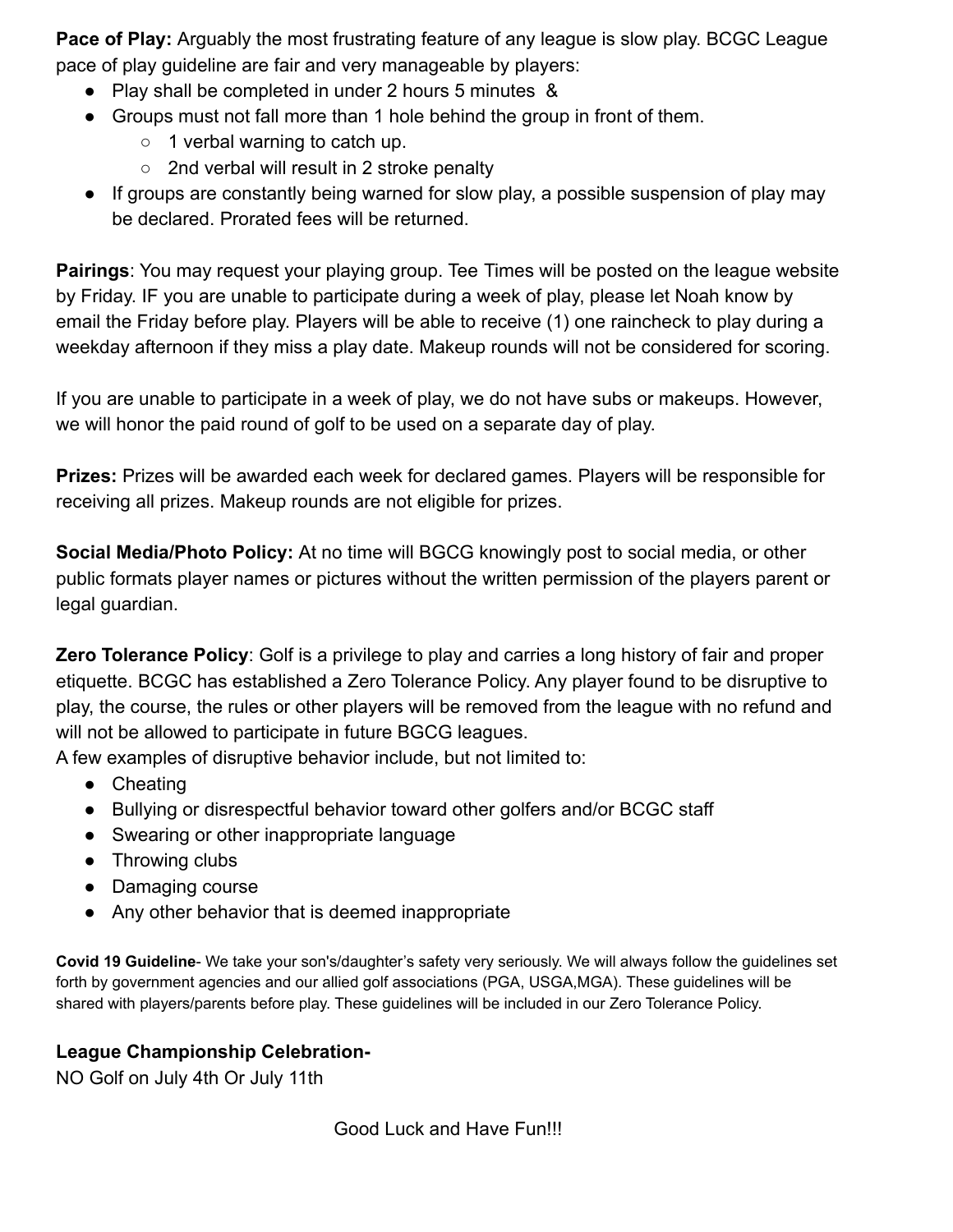**Pace of Play:** Arguably the most frustrating feature of any league is slow play. BCGC League pace of play guideline are fair and very manageable by players:

- Play shall be completed in under 2 hours 5 minutes &
- Groups must not fall more than 1 hole behind the group in front of them.
  - 1 verbal warning to catch up.
  - 2nd verbal will result in 2 stroke penalty
- If groups are constantly being warned for slow play, a possible suspension of play may be declared. Prorated fees will be returned.

**Pairings**: You may request your playing group. Tee Times will be posted on the league website by Friday. IF you are unable to participate during a week of play, please let Noah know by email the Friday before play. Players will be able to receive (1) one raincheck to play during a weekday afternoon if they miss a play date. Makeup rounds will not be considered for scoring.

If you are unable to participate in a week of play, we do not have subs or makeups. However, we will honor the paid round of golf to be used on a separate day of play.

**Prizes:** Prizes will be awarded each week for declared games. Players will be responsible for receiving all prizes. Makeup rounds are not eligible for prizes.

**Social Media/Photo Policy:** At no time will BGCG knowingly post to social media, or other public formats player names or pictures without the written permission of the players parent or legal guardian.

**Zero Tolerance Policy**: Golf is a privilege to play and carries a long history of fair and proper etiquette. BCGC has established a Zero Tolerance Policy. Any player found to be disruptive to play, the course, the rules or other players will be removed from the league with no refund and will not be allowed to participate in future BGCG leagues.
A few examples of disruptive behavior include, but not limited to:

- Cheating
- Bullying or disrespectful behavior toward other golfers and/or BCGC staff
- Swearing or other inappropriate language
- Throwing clubs
- Damaging course
- Any other behavior that is deemed inappropriate

**Covid 19 Guideline**- We take your son's/daughter's safety very seriously. We will always follow the guidelines set forth by government agencies and our allied golf associations (PGA, USGA,MGA). These guidelines will be shared with players/parents before play. These guidelines will be included in our Zero Tolerance Policy.

**League Championship Celebration-**
NO Golf on July 4th Or July 11th

Good Luck and Have Fun!!!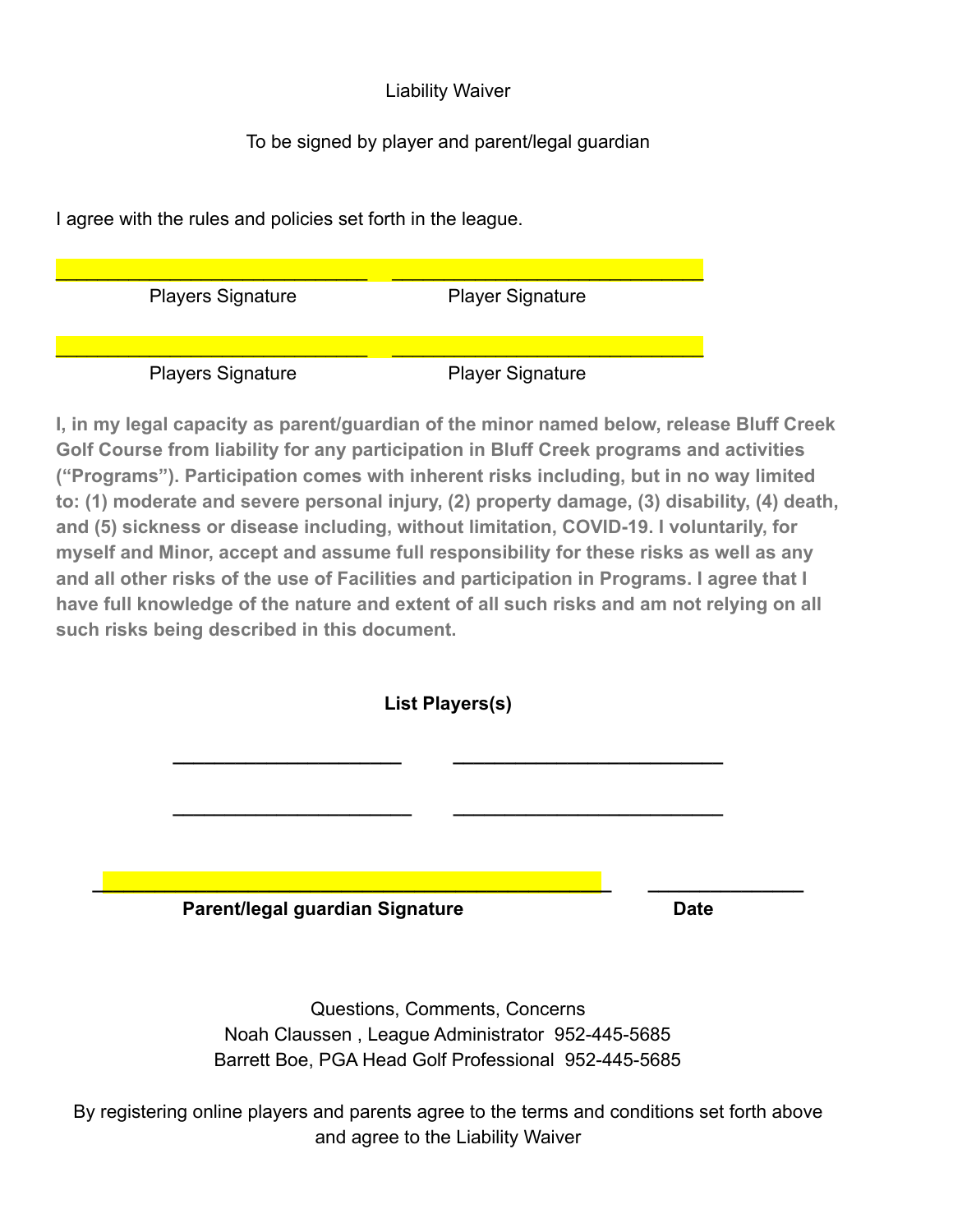Liability Waiver

To be signed by player and parent/legal guardian

I agree with the rules and policies set forth in the league.

______________________________ ______________________________

Players Signature Player Signature

______________________________ ______________________________

Players Signature Player Signature

**I, in my legal capacity as parent/guardian of the minor named below, release Bluff Creek Golf Course from liability for any participation in Bluff Creek programs and activities ("Programs"). Participation comes with inherent risks including, but in no way limited to: (1) moderate and severe personal injury, (2) property damage, (3) disability, (4) death, and (5) sickness or disease including, without limitation, COVID-19. I voluntarily, for myself and Minor, accept and assume full responsibility for these risks as well as any and all other risks of the use of Facilities and participation in Programs. I agree that I have full knowledge of the nature and extent of all such risks and am not relying on all such risks being described in this document.**

**List Players(s)**

______________________ __________________________

______________________ __________________________

__________________________________________________ ______________

**Parent/legal guardian Signature** **Date**

Questions, Comments, Concerns

Noah Claussen , League Administrator 952-445-5685

Barrett Boe, PGA Head Golf Professional 952-445-5685

By registering online players and parents agree to the terms and conditions set forth above and agree to the Liability Waiver